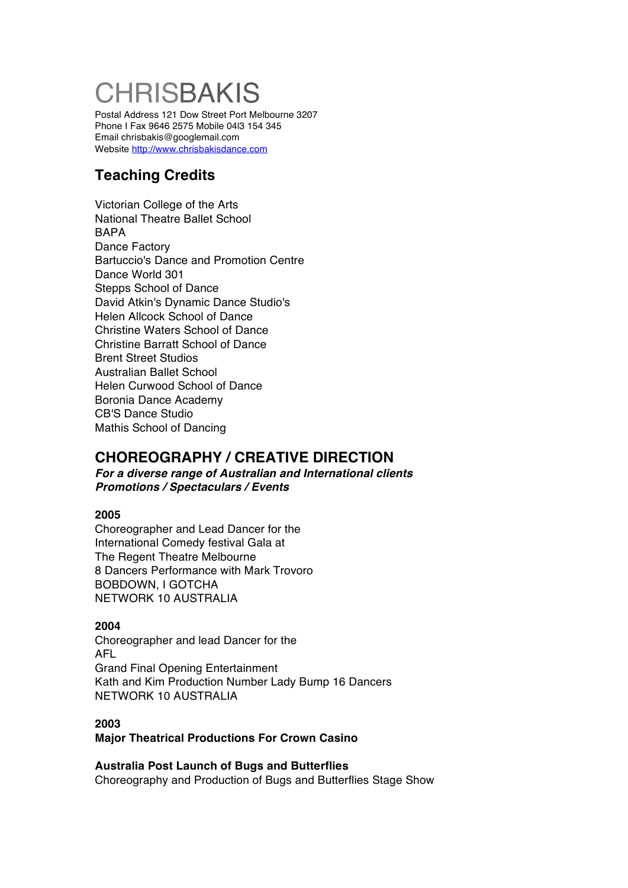# CHRISBAKIS

Postal Address 121 Dow Street Port Melbourne 3207
Phone I Fax 9646 2575 Mobile 04l3 154 345
Email chrisbakis@googlemail.com
Website http://www.chrisbakisdance.com

## Teaching Credits

Victorian College of the Arts
National Theatre Ballet School
BAPA
Dance Factory
Bartuccio's Dance and Promotion Centre
Dance World 301
Stepps School of Dance
David Atkin's Dynamic Dance Studio's
Helen Allcock School of Dance
Christine Waters School of Dance
Christine Barratt School of Dance
Brent Street Studios
Australian Ballet School
Helen Curwood School of Dance
Boronia Dance Academy
CB'S Dance Studio
Mathis School of Dancing

## CHOREOGRAPHY / CREATIVE DIRECTION

***For a diverse range of Australian and International clients***
***Promotions / Spectaculars / Events***

**2005**

Choreographer and Lead Dancer for the
International Comedy festival Gala at
The Regent Theatre Melbourne
8 Dancers Performance with Mark Trovoro
BOBDOWN, I GOTCHA
NETWORK 10 AUSTRALIA

**2004**

Choreographer and lead Dancer for the
AFL
Grand Final Opening Entertainment
Kath and Kim Production Number Lady Bump 16 Dancers
NETWORK 10 AUSTRALIA

**2003**

**Major Theatrical Productions For Crown Casino**

**Australia Post Launch of Bugs and Butterflies**

Choreography and Production of Bugs and Butterflies Stage Show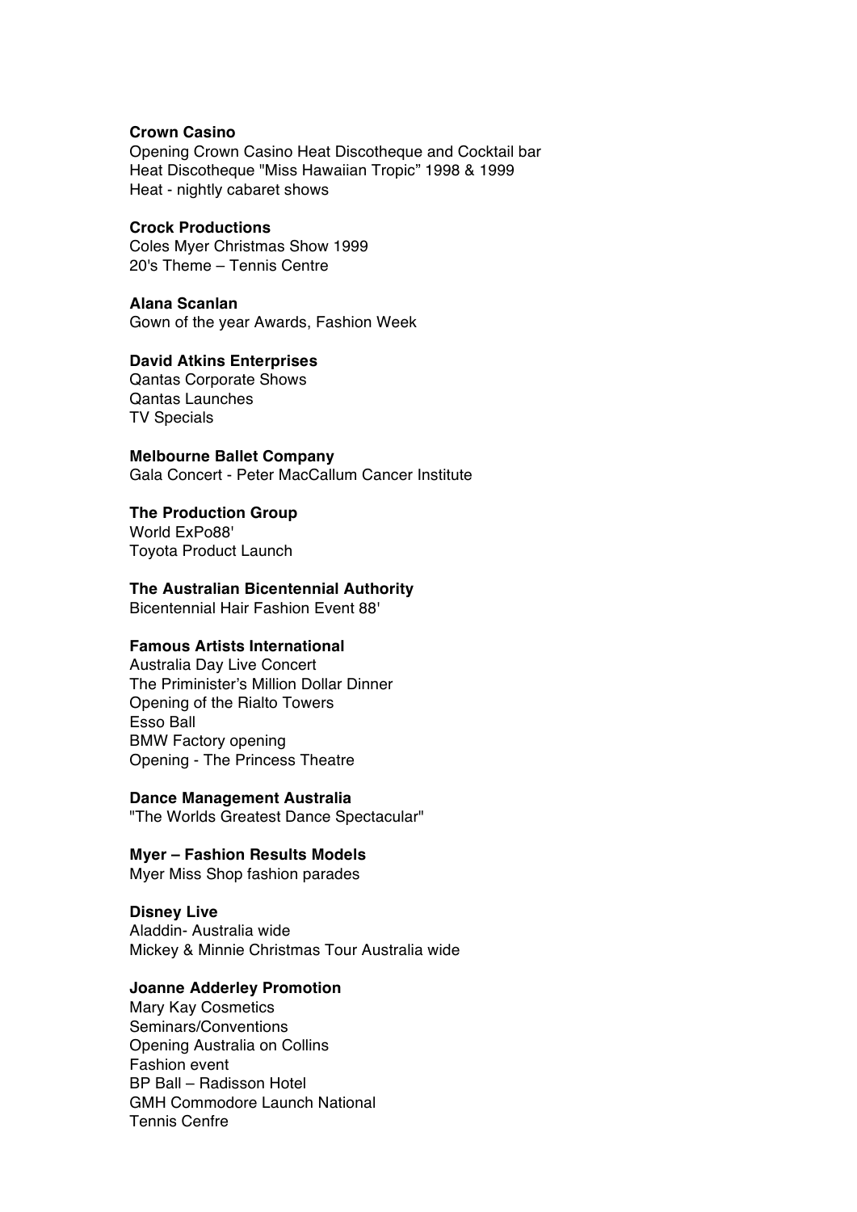**Crown Casino**
Opening Crown Casino Heat Discotheque and Cocktail bar
Heat Discotheque "Miss Hawaiian Tropic" 1998 & 1999
Heat - nightly cabaret shows

**Crock Productions**
Coles Myer Christmas Show 1999
20's Theme – Tennis Centre

**Alana Scanlan**
Gown of the year Awards, Fashion Week

**David Atkins Enterprises**
Qantas Corporate Shows
Qantas Launches
TV Specials

**Melbourne Ballet Company**
Gala Concert - Peter MacCallum Cancer Institute

**The Production Group**
World ExPo88'
Toyota Product Launch

**The Australian Bicentennial Authority**
Bicentennial Hair Fashion Event 88'

**Famous Artists International**
Australia Day Live Concert
The Priminister's Million Dollar Dinner
Opening of the Rialto Towers
Esso Ball
BMW Factory opening
Opening - The Princess Theatre

**Dance Management Australia**
"The Worlds Greatest Dance Spectacular"

**Myer – Fashion Results Models**
Myer Miss Shop fashion parades

**Disney Live**
Aladdin- Australia wide
Mickey & Minnie Christmas Tour Australia wide

**Joanne Adderley Promotion**
Mary Kay Cosmetics
Seminars/Conventions
Opening Australia on Collins
Fashion event
BP Ball – Radisson Hotel
GMH Commodore Launch National
Tennis Cenfre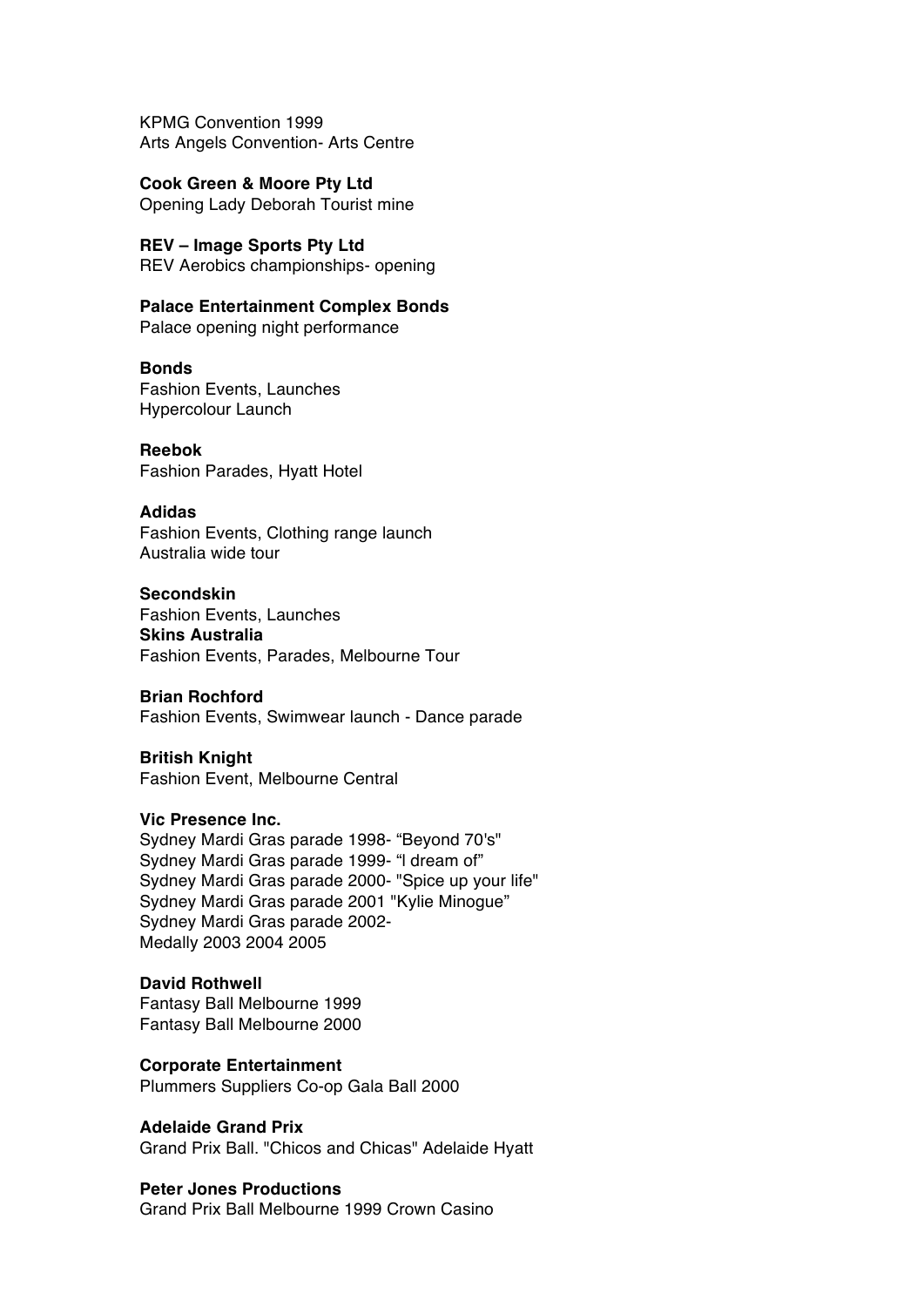KPMG Convention 1999
Arts Angels Convention- Arts Centre

**Cook Green & Moore Pty Ltd**
Opening Lady Deborah Tourist mine

**REV – Image Sports Pty Ltd**
REV Aerobics championships- opening

**Palace Entertainment Complex Bonds**
Palace opening night performance

**Bonds**
Fashion Events, Launches
Hypercolour Launch

**Reebok**
Fashion Parades, Hyatt Hotel

**Adidas**
Fashion Events, Clothing range launch
Australia wide tour

**Secondskin**
Fashion Events, Launches
**Skins Australia**
Fashion Events, Parades, Melbourne Tour

**Brian Rochford**
Fashion Events, Swimwear launch - Dance parade

**British Knight**
Fashion Event, Melbourne Central

**Vic Presence Inc.**
Sydney Mardi Gras parade 1998- "Beyond 70's"
Sydney Mardi Gras parade 1999- "I dream of"
Sydney Mardi Gras parade 2000- "Spice up your life"
Sydney Mardi Gras parade 2001 "Kylie Minogue"
Sydney Mardi Gras parade 2002-
Medally 2003 2004 2005

**David Rothwell**
Fantasy Ball Melbourne 1999
Fantasy Ball Melbourne 2000

**Corporate Entertainment**
Plummers Suppliers Co-op Gala Ball 2000

**Adelaide Grand Prix**
Grand Prix Ball. "Chicos and Chicas" Adelaide Hyatt

**Peter Jones Productions**
Grand Prix Ball Melbourne 1999 Crown Casino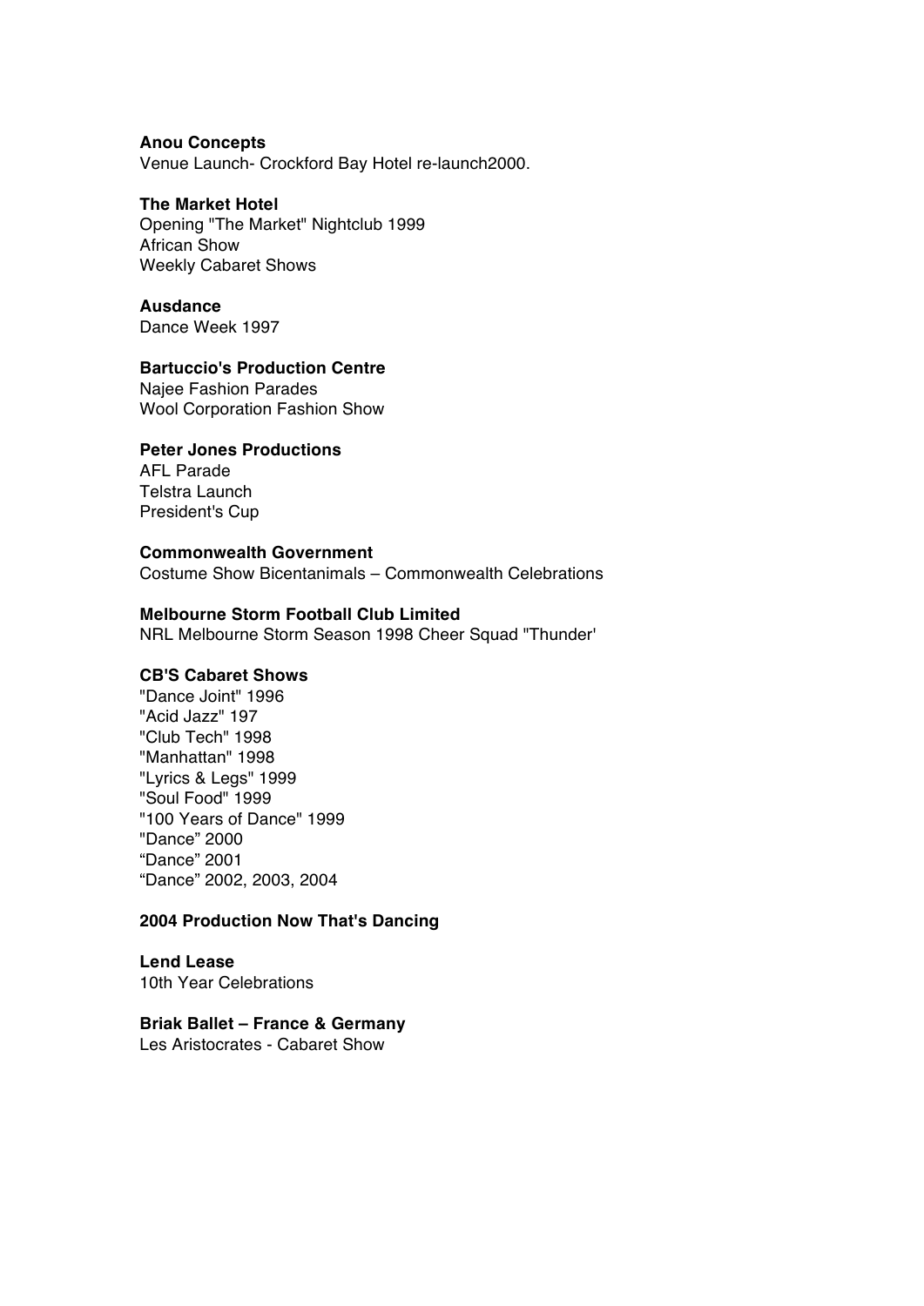**Anou Concepts**
Venue Launch- Crockford Bay Hotel re-launch2000.

**The Market Hotel**
Opening "The Market" Nightclub 1999
African Show
Weekly Cabaret Shows

**Ausdance**
Dance Week 1997

**Bartuccio's Production Centre**
Najee Fashion Parades
Wool Corporation Fashion Show

**Peter Jones Productions**
AFL Parade
Telstra Launch
President's Cup

**Commonwealth Government**
Costume Show Bicentanimals – Commonwealth Celebrations

**Melbourne Storm Football Club Limited**
NRL Melbourne Storm Season 1998 Cheer Squad "Thunder'

**CB'S Cabaret Shows**
"Dance Joint" 1996
"Acid Jazz" 197
"Club Tech" 1998
"Manhattan" 1998
"Lyrics & Legs" 1999
"Soul Food" 1999
"100 Years of Dance" 1999
"Dance" 2000
"Dance" 2001
"Dance" 2002, 2003, 2004

**2004 Production Now That's Dancing**

**Lend Lease**
10th Year Celebrations

**Briak Ballet – France & Germany**
Les Aristocrates - Cabaret Show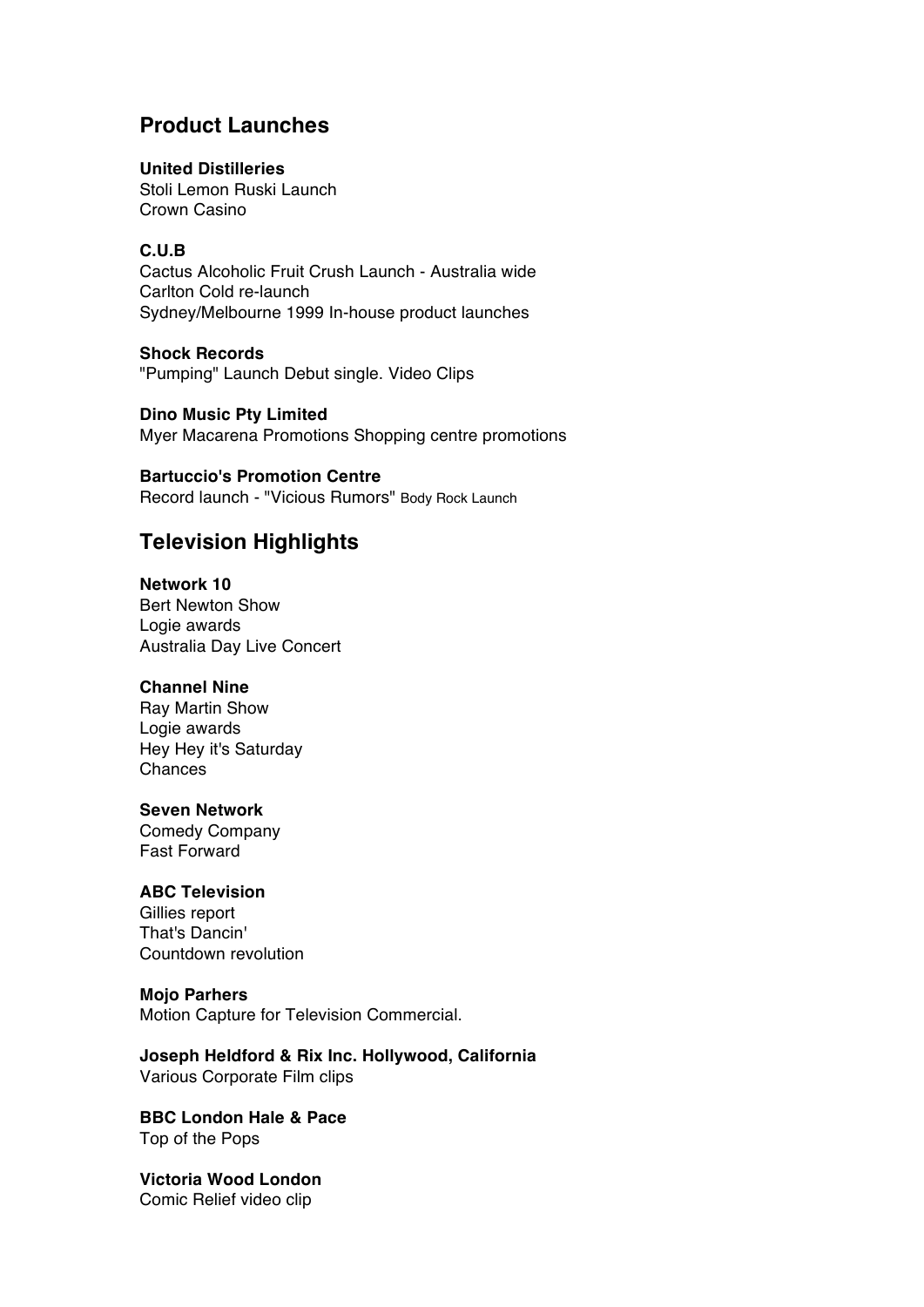## Product Launches

**United Distilleries**
Stoli Lemon Ruski Launch
Crown Casino

**C.U.B**
Cactus Alcoholic Fruit Crush Launch - Australia wide
Carlton Cold re-launch
Sydney/Melbourne 1999 In-house product launches

**Shock Records**
"Pumping" Launch Debut single. Video Clips

**Dino Music Pty Limited**
Myer Macarena Promotions Shopping centre promotions

**Bartuccio's Promotion Centre**
Record launch - "Vicious Rumors" Body Rock Launch

## Television Highlights

**Network 10**
Bert Newton Show
Logie awards
Australia Day Live Concert

**Channel Nine**
Ray Martin Show
Logie awards
Hey Hey it's Saturday
Chances

**Seven Network**
Comedy Company
Fast Forward

**ABC Television**
Gillies report
That's Dancin'
Countdown revolution

**Mojo Parhers**
Motion Capture for Television Commercial.

**Joseph Heldford & Rix Inc. Hollywood, California**
Various Corporate Film clips

**BBC London Hale & Pace**
Top of the Pops

**Victoria Wood London**
Comic Relief video clip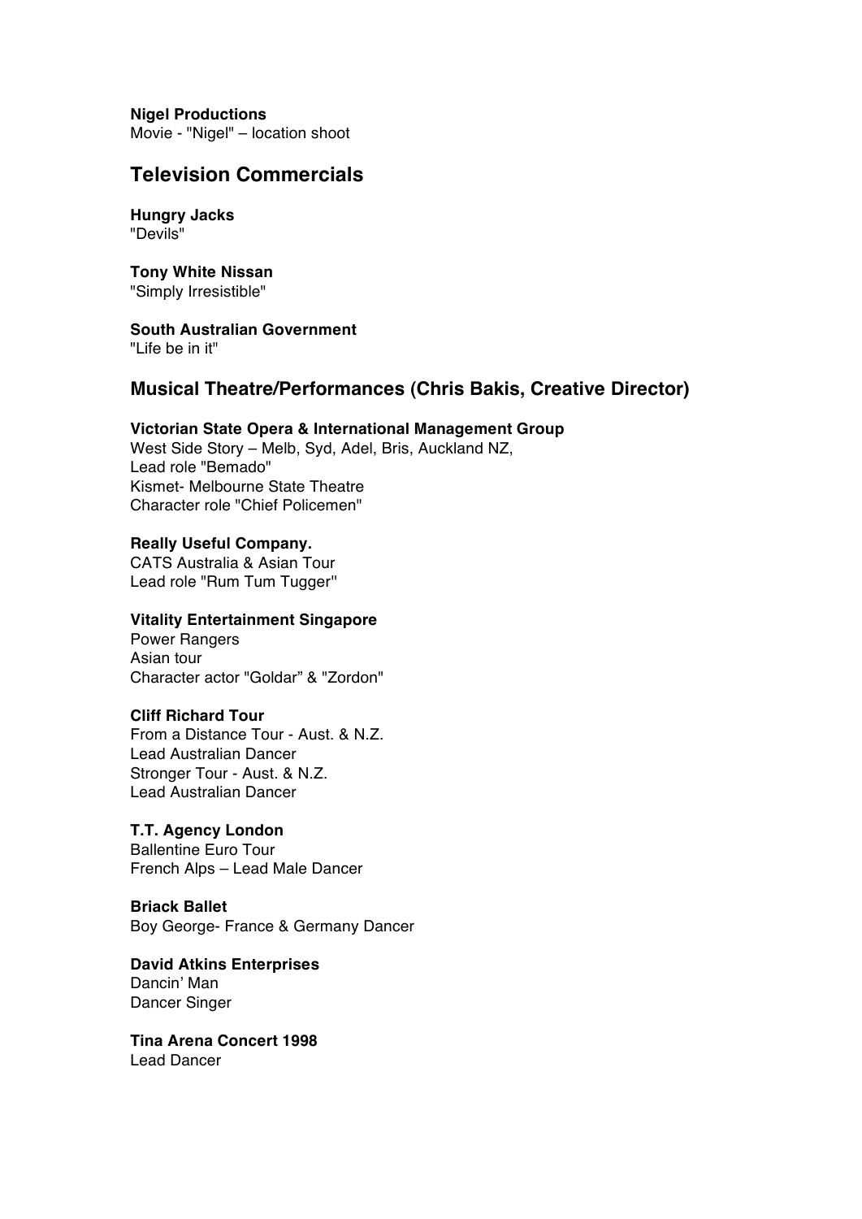**Nigel Productions**
Movie - "Nigel" – location shoot

## Television Commercials

**Hungry Jacks**
"Devils"

**Tony White Nissan**
"Simply Irresistible"

**South Australian Government**
"Life be in it"

## Musical Theatre/Performances (Chris Bakis, Creative Director)

**Victorian State Opera & International Management Group**
West Side Story – Melb, Syd, Adel, Bris, Auckland NZ,
Lead role "Bemado"
Kismet- Melbourne State Theatre
Character role "Chief Policemen"

**Really Useful Company.**
CATS Australia & Asian Tour
Lead role "Rum Tum Tugger"

**Vitality Entertainment Singapore**
Power Rangers
Asian tour
Character actor "Goldar" & "Zordon"

**Cliff Richard Tour**
From a Distance Tour - Aust. & N.Z.
Lead Australian Dancer
Stronger Tour - Aust. & N.Z.
Lead Australian Dancer

**T.T. Agency London**
Ballentine Euro Tour
French Alps – Lead Male Dancer

**Briack Ballet**
Boy George- France & Germany Dancer

**David Atkins Enterprises**
Dancin' Man
Dancer Singer

**Tina Arena Concert 1998**
Lead Dancer